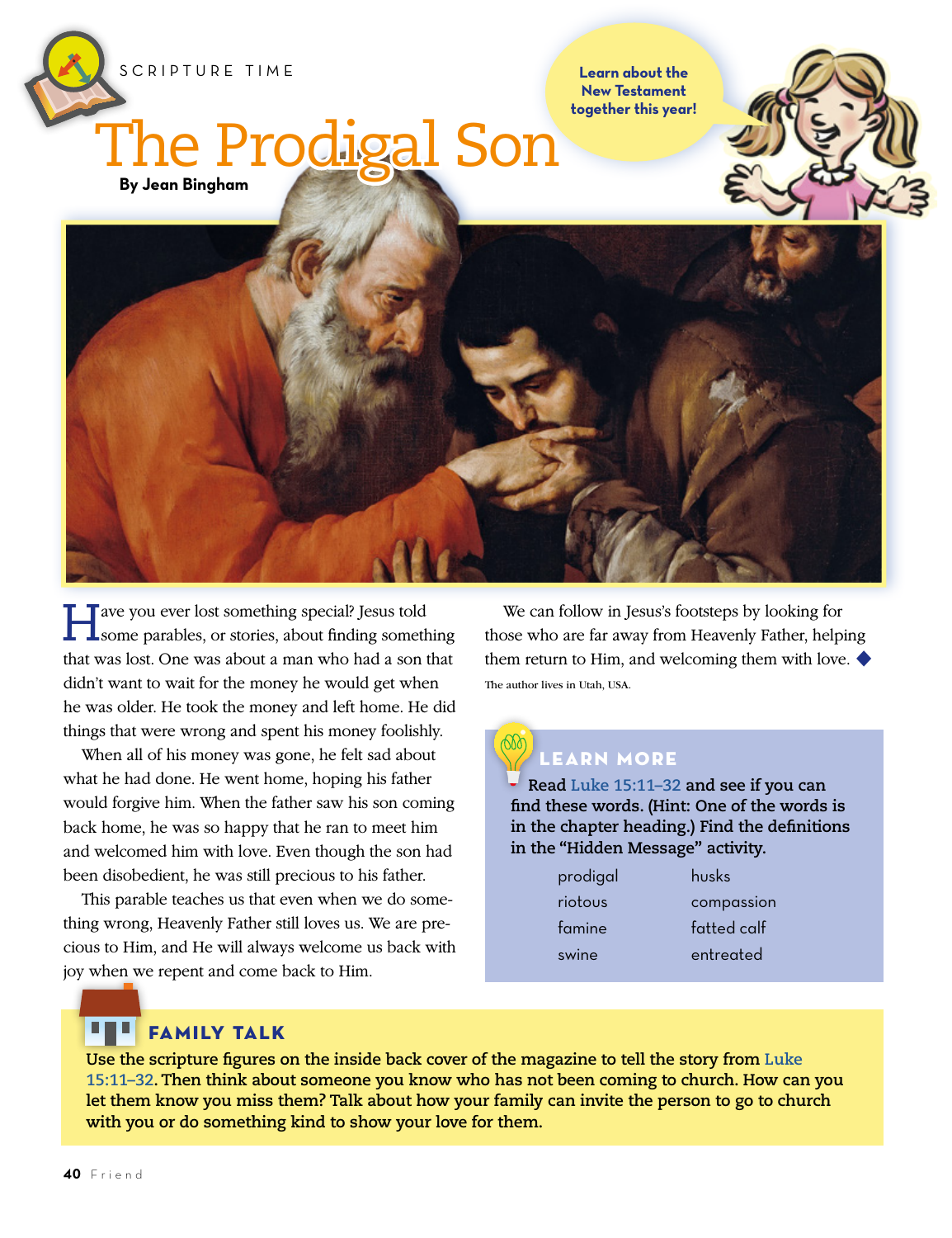SCRIPTURE TIME

# The Prodigal Son

**By Jean Bingham**

Learn about the New Testament together this year!

Have you ever lost something special? Jesus told some parables, or stories, about finding something that was lost. One was about a man who had a son that didn't want to wait for the money he would get when he was older. He took the money and left home. He did things that were wrong and spent his money foolishly.

When all of his money was gone, he felt sad about what he had done. He went home, hoping his father would forgive him. When the father saw his son coming back home, he was so happy that he ran to meet him and welcomed him with love. Even though the son had been disobedient, he was still precious to his father.

This parable teaches us that even when we do something wrong, Heavenly Father still loves us. We are precious to Him, and He will always welcome us back with joy when we repent and come back to Him.

We can follow in Jesus's footsteps by looking for those who are far away from Heavenly Father, helping them return to Him, and welcoming them with love. ◆

The author lives in Utah, USA.

## LEARN MORE

**Read Luke 15:11–32 and see if you can find these words. (Hint: One of the words is in the chapter heading.) Find the definitions in the "Hidden Message" activity.**

| | |
|---|---|
| prodigal | husks |
| riotous | compassion |
| famine | fatted calf |
| swine | entreated |

## FAMILY TALK

**Use the scripture figures on the inside back cover of the magazine to tell the story from Luke 15:11–32. Then think about someone you know who has not been coming to church. How can you let them know you miss them? Talk about how your family can invite the person to go to church with you or do something kind to show your love for them.**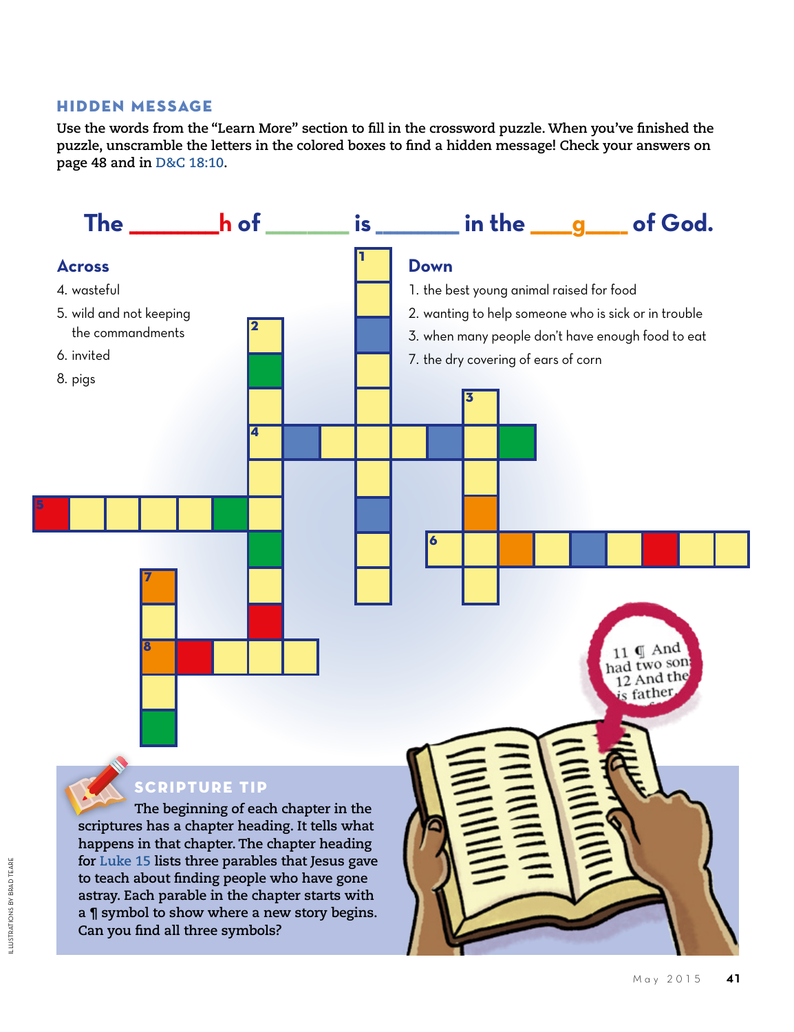## HIDDEN MESSAGE

**Use the words from the "Learn More" section to fill in the crossword puzzle. When you've finished the puzzle, unscramble the letters in the colored boxes to find a hidden message! Check your answers on page 48 and in D&C 18:10.**

**The \_\_\_\_\_\_\_h of \_\_\_\_\_\_ is \_\_\_\_\_\_ in the \_\_\_g\_\_\_ of God.**

### Across

4. wasteful
5. wild and not keeping the commandments
6. invited
8. pigs

### Down

1. the best young animal raised for food
2. wanting to help someone who is sick or in trouble
3. when many people don't have enough food to eat
7. the dry covering of ears of corn

11 ¶ And had two sons 12 And the is father

## SCRIPTURE TIP

The beginning of each chapter in the scriptures has a chapter heading. It tells what happens in that chapter. The chapter heading for Luke 15 lists three parables that Jesus gave to teach about finding people who have gone astray. Each parable in the chapter starts with a ¶ symbol to show where a new story begins. Can you find all three symbols?

ILLUSTRATIONS BY BRAD TEARE